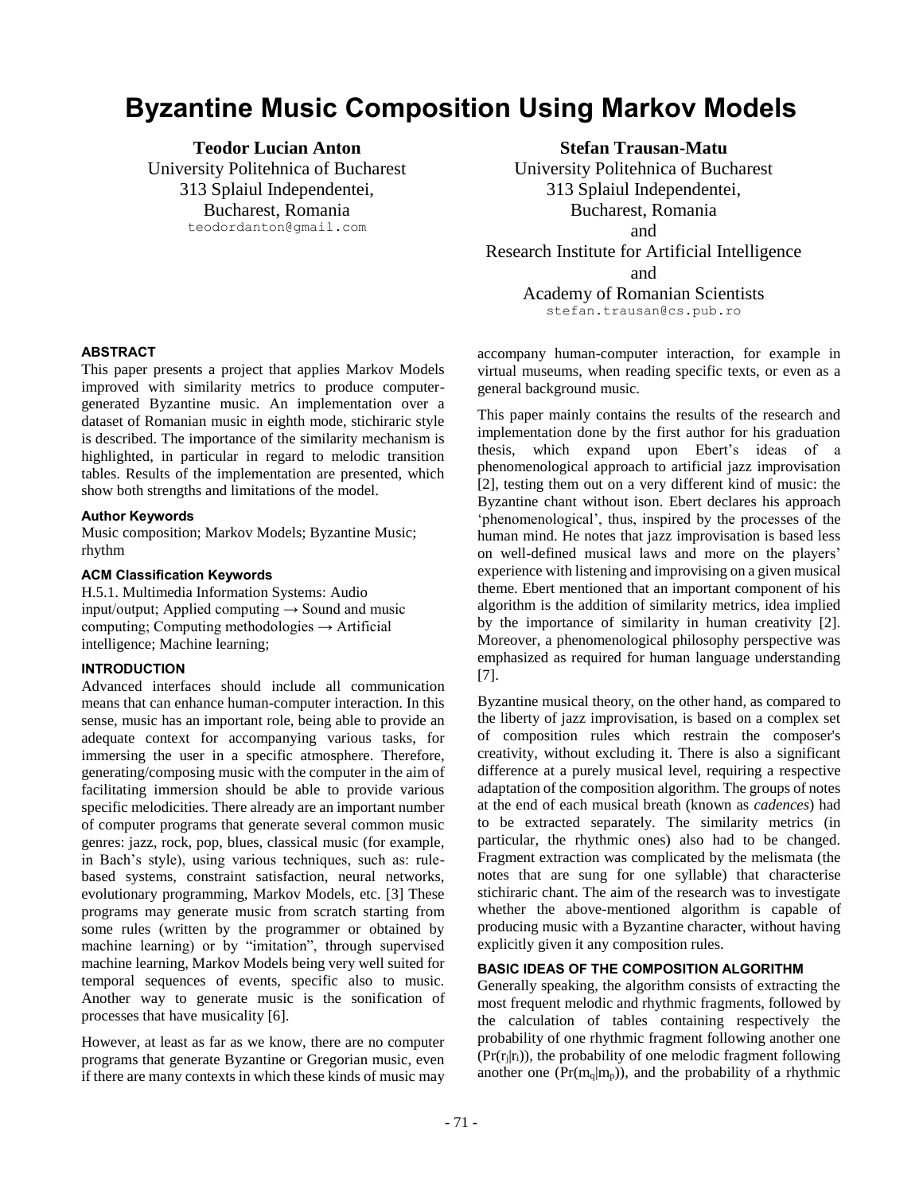# Byzantine Music Composition Using Markov Models

**Teodor Lucian Anton**
University Politehnica of Bucharest
313 Splaiul Independentei,
Bucharest, Romania
teodordanton@gmail.com

**Stefan Trausan-Matu**
University Politehnica of Bucharest
313 Splaiul Independentei,
Bucharest, Romania
and
Research Institute for Artificial Intelligence
and
Academy of Romanian Scientists
stefan.trausan@cs.pub.ro

## ABSTRACT

This paper presents a project that applies Markov Models improved with similarity metrics to produce computer-generated Byzantine music. An implementation over a dataset of Romanian music in eighth mode, stichiraric style is described. The importance of the similarity mechanism is highlighted, in particular in regard to melodic transition tables. Results of the implementation are presented, which show both strengths and limitations of the model.

### Author Keywords

Music composition; Markov Models; Byzantine Music; rhythm

### ACM Classification Keywords

H.5.1. Multimedia Information Systems: Audio input/output; Applied computing → Sound and music computing; Computing methodologies → Artificial intelligence; Machine learning;

## INTRODUCTION

Advanced interfaces should include all communication means that can enhance human-computer interaction. In this sense, music has an important role, being able to provide an adequate context for accompanying various tasks, for immersing the user in a specific atmosphere. Therefore, generating/composing music with the computer in the aim of facilitating immersion should be able to provide various specific melodicities. There already are an important number of computer programs that generate several common music genres: jazz, rock, pop, blues, classical music (for example, in Bach's style), using various techniques, such as: rule-based systems, constraint satisfaction, neural networks, evolutionary programming, Markov Models, etc. [3] These programs may generate music from scratch starting from some rules (written by the programmer or obtained by machine learning) or by "imitation", through supervised machine learning, Markov Models being very well suited for temporal sequences of events, specific also to music. Another way to generate music is the sonification of processes that have musicality [6].

However, at least as far as we know, there are no computer programs that generate Byzantine or Gregorian music, even if there are many contexts in which these kinds of music may accompany human-computer interaction, for example in virtual museums, when reading specific texts, or even as a general background music.

This paper mainly contains the results of the research and implementation done by the first author for his graduation thesis, which expand upon Ebert's ideas of a phenomenological approach to artificial jazz improvisation [2], testing them out on a very different kind of music: the Byzantine chant without ison. Ebert declares his approach 'phenomenological', thus, inspired by the processes of the human mind. He notes that jazz improvisation is based less on well-defined musical laws and more on the players' experience with listening and improvising on a given musical theme. Ebert mentioned that an important component of his algorithm is the addition of similarity metrics, idea implied by the importance of similarity in human creativity [2]. Moreover, a phenomenological philosophy perspective was emphasized as required for human language understanding [7].

Byzantine musical theory, on the other hand, as compared to the liberty of jazz improvisation, is based on a complex set of composition rules which restrain the composer's creativity, without excluding it. There is also a significant difference at a purely musical level, requiring a respective adaptation of the composition algorithm. The groups of notes at the end of each musical breath (known as *cadences*) had to be extracted separately. The similarity metrics (in particular, the rhythmic ones) also had to be changed. Fragment extraction was complicated by the melismata (the notes that are sung for one syllable) that characterise stichiraric chant. The aim of the research was to investigate whether the above-mentioned algorithm is capable of producing music with a Byzantine character, without having explicitly given it any composition rules.

## BASIC IDEAS OF THE COMPOSITION ALGORITHM

Generally speaking, the algorithm consists of extracting the most frequent melodic and rhythmic fragments, followed by the calculation of tables containing respectively the probability of one rhythmic fragment following another one ($Pr(r_j|r_i)$), the probability of one melodic fragment following another one ($Pr(m_q|m_p)$), and the probability of a rhythmic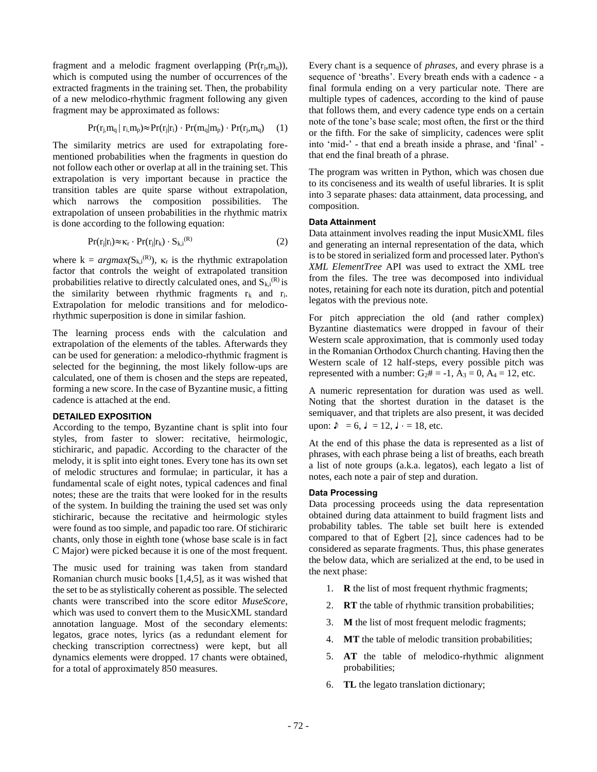fragment and a melodic fragment overlapping ($Pr(r_j,m_q)$), which is computed using the number of occurrences of the extracted fragments in the training set. Then, the probability of a new melodico-rhythmic fragment following any given fragment may be approximated as follows:

$$Pr(r_j,m_q \mid r_i,m_p) \approx Pr(r_j|r_i) \cdot Pr(m_q|m_p) \cdot Pr(r_j,m_q) \quad (1)$$

The similarity metrics are used for extrapolating fore-mentioned probabilities when the fragments in question do not follow each other or overlap at all in the training set. This extrapolation is very important because in practice the transition tables are quite sparse without extrapolation, which narrows the composition possibilities. The extrapolation of unseen probabilities in the rhythmic matrix is done according to the following equation:

$$Pr(r_j|r_i) \approx \kappa_r \cdot Pr(r_j|r_k) \cdot S_{k,i}^{(R)} \quad (2)$$

where $k = argmax(S_{k,i}^{(R)})$, $\kappa_r$ is the rhythmic extrapolation factor that controls the weight of extrapolated transition probabilities relative to directly calculated ones, and $S_{k,i}^{(R)}$ is the similarity between rhythmic fragments $r_k$ and $r_i$. Extrapolation for melodic transitions and for melodico-rhythmic superposition is done in similar fashion.

The learning process ends with the calculation and extrapolation of the elements of the tables. Afterwards they can be used for generation: a melodico-rhythmic fragment is selected for the beginning, the most likely follow-ups are calculated, one of them is chosen and the steps are repeated, forming a new score. In the case of Byzantine music, a fitting cadence is attached at the end.

## DETAILED EXPOSITION

According to the tempo, Byzantine chant is split into four styles, from faster to slower: recitative, heirmologic, stichiraric, and papadic. According to the character of the melody, it is split into eight tones. Every tone has its own set of melodic structures and formulae; in particular, it has a fundamental scale of eight notes, typical cadences and final notes; these are the traits that were looked for in the results of the system. In building the training the used set was only stichiraric, because the recitative and heirmologic styles were found as too simple, and papadic too rare. Of stichiraric chants, only those in eighth tone (whose base scale is in fact C Major) were picked because it is one of the most frequent.

The music used for training was taken from standard Romanian church music books [1,4,5], as it was wished that the set to be as stylistically coherent as possible. The selected chants were transcribed into the score editor *MuseScore*, which was used to convert them to the MusicXML standard annotation language. Most of the secondary elements: legatos, grace notes, lyrics (as a redundant element for checking transcription correctness) were kept, but all dynamics elements were dropped. 17 chants were obtained, for a total of approximately 850 measures.

Every chant is a sequence of *phrases*, and every phrase is a sequence of 'breaths'. Every breath ends with a cadence - a final formula ending on a very particular note. There are multiple types of cadences, according to the kind of pause that follows them, and every cadence type ends on a certain note of the tone's base scale; most often, the first or the third or the fifth. For the sake of simplicity, cadences were split into 'mid-' - that end a breath inside a phrase, and 'final' - that end the final breath of a phrase.

The program was written in Python, which was chosen due to its conciseness and its wealth of useful libraries. It is split into 3 separate phases: data attainment, data processing, and composition.

### Data Attainment

Data attainment involves reading the input MusicXML files and generating an internal representation of the data, which is to be stored in serialized form and processed later. Python's *XML ElementTree* API was used to extract the XML tree from the files. The tree was decomposed into individual notes, retaining for each note its duration, pitch and potential legatos with the previous note.

For pitch appreciation the old (and rather complex) Byzantine diastematics were dropped in favour of their Western scale approximation, that is commonly used today in the Romanian Orthodox Church chanting. Having then the Western scale of 12 half-steps, every possible pitch was represented with a number: $G_2\# = -1$, $A_3 = 0$, $A_4 = 12$, etc.

A numeric representation for duration was used as well. Noting that the shortest duration in the dataset is the semiquaver, and that triplets are also present, it was decided upon: ♪ = 6, ♩ = 12, ♩· = 18, etc.

At the end of this phase the data is represented as a list of phrases, with each phrase being a list of breaths, each breath a list of note groups (a.k.a. legatos), each legato a list of notes, each note a pair of step and duration.

### Data Processing

Data processing proceeds using the data representation obtained during data attainment to build fragment lists and probability tables. The table set built here is extended compared to that of Egbert [2], since cadences had to be considered as separate fragments. Thus, this phase generates the below data, which are serialized at the end, to be used in the next phase:

1. **R** the list of most frequent rhythmic fragments;
2. **RT** the table of rhythmic transition probabilities;
3. **M** the list of most frequent melodic fragments;
4. **MT** the table of melodic transition probabilities;
5. **AT** the table of melodico-rhythmic alignment probabilities;
6. **TL** the legato translation dictionary;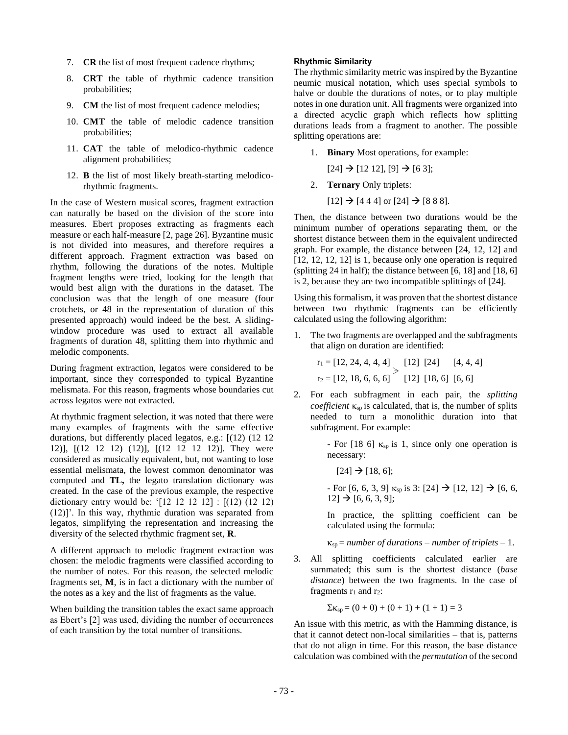7. **CR** the list of most frequent cadence rhythms;
8. **CRT** the table of rhythmic cadence transition probabilities;
9. **CM** the list of most frequent cadence melodies;
10. **CMT** the table of melodic cadence transition probabilities;
11. **CAT** the table of melodico-rhythmic cadence alignment probabilities;
12. **B** the list of most likely breath-starting melodico-rhythmic fragments.

In the case of Western musical scores, fragment extraction can naturally be based on the division of the score into measures. Ebert proposes extracting as fragments each measure or each half-measure [2, page 26]. Byzantine music is not divided into measures, and therefore requires a different approach. Fragment extraction was based on rhythm, following the durations of the notes. Multiple fragment lengths were tried, looking for the length that would best align with the durations in the dataset. The conclusion was that the length of one measure (four crotchets, or 48 in the representation of duration of this presented approach) would indeed be the best. A sliding-window procedure was used to extract all available fragments of duration 48, splitting them into rhythmic and melodic components.

During fragment extraction, legatos were considered to be important, since they corresponded to typical Byzantine melismata. For this reason, fragments whose boundaries cut across legatos were not extracted.

At rhythmic fragment selection, it was noted that there were many examples of fragments with the same effective durations, but differently placed legatos, e.g.: [(12) (12 12 12)], [(12 12 12) (12)], [(12 12 12 12)]. They were considered as musically equivalent, but, not wanting to lose essential melismata, the lowest common denominator was computed and **TL,** the legato translation dictionary was created. In the case of the previous example, the respective dictionary entry would be: '[12 12 12 12] : [(12) (12 12) (12)]'. In this way, rhythmic duration was separated from legatos, simplifying the representation and increasing the diversity of the selected rhythmic fragment set, **R**.

A different approach to melodic fragment extraction was chosen: the melodic fragments were classified according to the number of notes. For this reason, the selected melodic fragments set, **M**, is in fact a dictionary with the number of the notes as a key and the list of fragments as the value.

When building the transition tables the exact same approach as Ebert's [2] was used, dividing the number of occurrences of each transition by the total number of transitions.

#### Rhythmic Similarity

The rhythmic similarity metric was inspired by the Byzantine neumic musical notation, which uses special symbols to halve or double the durations of notes, or to play multiple notes in one duration unit. All fragments were organized into a directed acyclic graph which reflects how splitting durations leads from a fragment to another. The possible splitting operations are:

1. **Binary** Most operations, for example:

   [24] → [12 12], [9] → [6 3];

2. **Ternary** Only triplets:

   [12] → [4 4 4] or [24] → [8 8 8].

Then, the distance between two durations would be the minimum number of operations separating them, or the shortest distance between them in the equivalent undirected graph. For example, the distance between [24, 12, 12] and [12, 12, 12, 12] is 1, because only one operation is required (splitting 24 in half); the distance between [6, 18] and [18, 6] is 2, because they are two incompatible splittings of [24].

Using this formalism, it was proven that the shortest distance between two rhythmic fragments can be efficiently calculated using the following algorithm:

1. The two fragments are overlapped and the subfragments that align on duration are identified:

   $r_1$ = [12, 24, 4, 4, 4] > [12] [24] [4, 4, 4]
   $r_2$ = [12, 18, 6, 6, 6] > [12] [18, 6] [6, 6]

2. For each subfragment in each pair, the *splitting coefficient* $\kappa_{sp}$ is calculated, that is, the number of splits needed to turn a monolithic duration into that subfragment. For example:

   - For [18 6] $\kappa_{sp}$ is 1, since only one operation is necessary:

     [24] → [18, 6];

   - For [6, 6, 3, 9] $\kappa_{sp}$ is 3: [24] → [12, 12] → [6, 6, 12] → [6, 6, 3, 9];

   In practice, the splitting coefficient can be calculated using the formula:

   $\kappa_{sp}$ = *number of durations* – *number of triplets* – 1.

3. All splitting coefficients calculated earlier are summated; this sum is the shortest distance (*base distance*) between the two fragments. In the case of fragments $r_1$ and $r_2$:

   $$\Sigma\kappa_{sp} = (0 + 0) + (0 + 1) + (1 + 1) = 3$$

An issue with this metric, as with the Hamming distance, is that it cannot detect non-local similarities – that is, patterns that do not align in time. For this reason, the base distance calculation was combined with the *permutation* of the second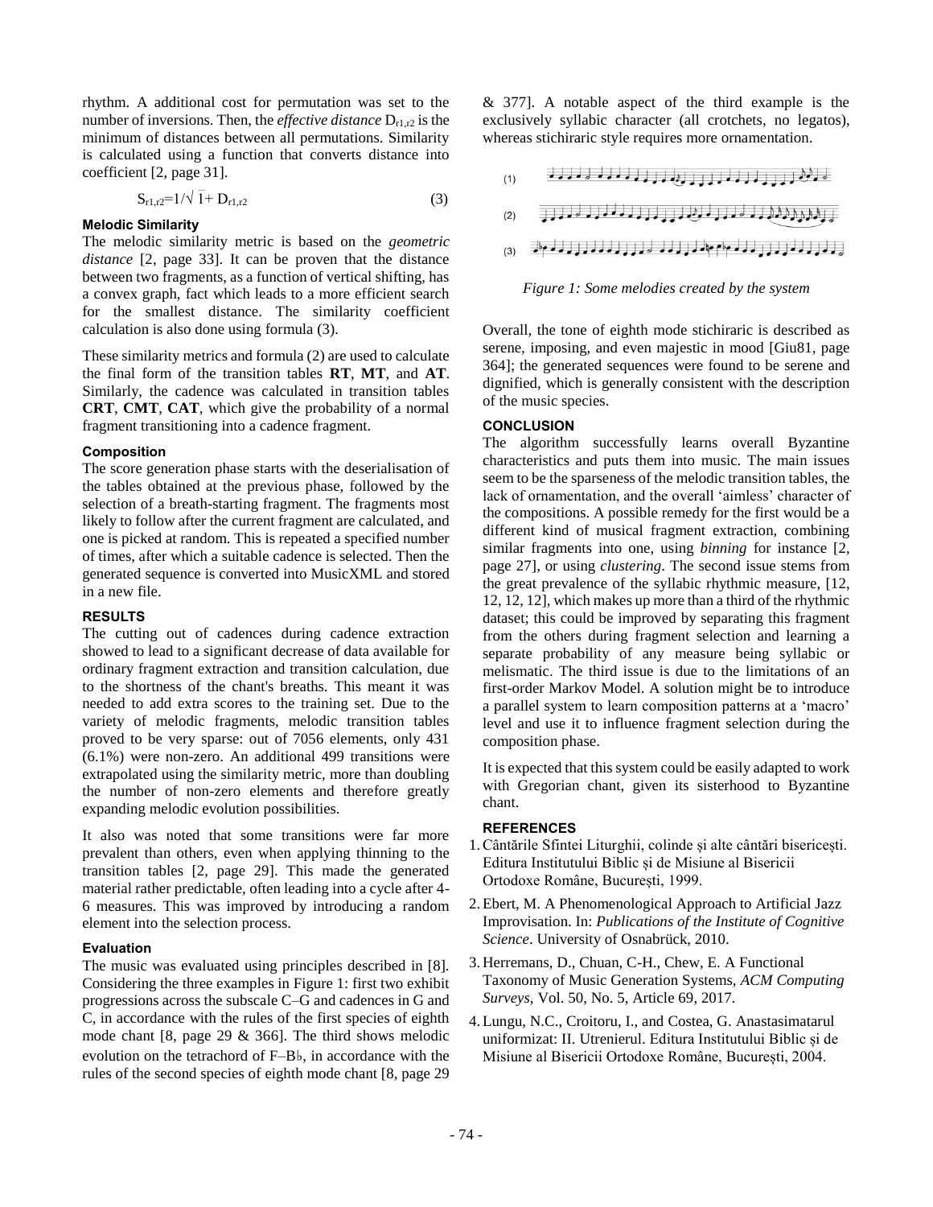rhythm. A additional cost for permutation was set to the number of inversions. Then, the *effective distance* $D_{r1,r2}$ is the minimum of distances between all permutations. Similarity is calculated using a function that converts distance into coefficient [2, page 31].

$$S_{r1,r2}=1/\sqrt{1+D_{r1,r2}} \quad (3)$$

#### Melodic Similarity

The melodic similarity metric is based on the *geometric distance* [2, page 33]. It can be proven that the distance between two fragments, as a function of vertical shifting, has a convex graph, fact which leads to a more efficient search for the smallest distance. The similarity coefficient calculation is also done using formula (3).

These similarity metrics and formula (2) are used to calculate the final form of the transition tables **RT**, **MT**, and **AT**. Similarly, the cadence was calculated in transition tables **CRT**, **CMT**, **CAT**, which give the probability of a normal fragment transitioning into a cadence fragment.

#### Composition

The score generation phase starts with the deserialisation of the tables obtained at the previous phase, followed by the selection of a breath-starting fragment. The fragments most likely to follow after the current fragment are calculated, and one is picked at random. This is repeated a specified number of times, after which a suitable cadence is selected. Then the generated sequence is converted into MusicXML and stored in a new file.

### RESULTS

The cutting out of cadences during cadence extraction showed to lead to a significant decrease of data available for ordinary fragment extraction and transition calculation, due to the shortness of the chant's breaths. This meant it was needed to add extra scores to the training set. Due to the variety of melodic fragments, melodic transition tables proved to be very sparse: out of 7056 elements, only 431 (6.1%) were non-zero. An additional 499 transitions were extrapolated using the similarity metric, more than doubling the number of non-zero elements and therefore greatly expanding melodic evolution possibilities.

It also was noted that some transitions were far more prevalent than others, even when applying thinning to the transition tables [2, page 29]. This made the generated material rather predictable, often leading into a cycle after 4-6 measures. This was improved by introducing a random element into the selection process.

#### Evaluation

The music was evaluated using principles described in [8]. Considering the three examples in Figure 1: first two exhibit progressions across the subscale C–G and cadences in G and C, in accordance with the rules of the first species of eighth mode chant [8, page 29 & 366]. The third shows melodic evolution on the tetrachord of F–B♭, in accordance with the rules of the second species of eighth mode chant [8, page 29 & 377]. A notable aspect of the third example is the exclusively syllabic character (all crotchets, no legatos), whereas stichiraric style requires more ornamentation.

*Figure 1: Some melodies created by the system*

Overall, the tone of eighth mode stichiraric is described as serene, imposing, and even majestic in mood [Giu81, page 364]; the generated sequences were found to be serene and dignified, which is generally consistent with the description of the music species.

### CONCLUSION

The algorithm successfully learns overall Byzantine characteristics and puts them into music. The main issues seem to be the sparseness of the melodic transition tables, the lack of ornamentation, and the overall 'aimless' character of the compositions. A possible remedy for the first would be a different kind of musical fragment extraction, combining similar fragments into one, using *binning* for instance [2, page 27], or using *clustering*. The second issue stems from the great prevalence of the syllabic rhythmic measure, [12, 12, 12, 12], which makes up more than a third of the rhythmic dataset; this could be improved by separating this fragment from the others during fragment selection and learning a separate probability of any measure being syllabic or melismatic. The third issue is due to the limitations of an first-order Markov Model. A solution might be to introduce a parallel system to learn composition patterns at a 'macro' level and use it to influence fragment selection during the composition phase.

It is expected that this system could be easily adapted to work with Gregorian chant, given its sisterhood to Byzantine chant.

### REFERENCES

1. Cântările Sfintei Liturghii, colinde și alte cântări bisericești. Editura Institutului Biblic și de Misiune al Bisericii Ortodoxe Române, București, 1999.
2. Ebert, M. A Phenomenological Approach to Artificial Jazz Improvisation. In: *Publications of the Institute of Cognitive Science*. University of Osnabrück, 2010.
3. Herremans, D., Chuan, C-H., Chew, E. A Functional Taxonomy of Music Generation Systems, *ACM Computing Surveys*, Vol. 50, No. 5, Article 69, 2017.
4. Lungu, N.C., Croitoru, I., and Costea, G. Anastasimatarul uniformizat: II. Utrenierul. Editura Institutului Biblic și de Misiune al Bisericii Ortodoxe Române, București, 2004.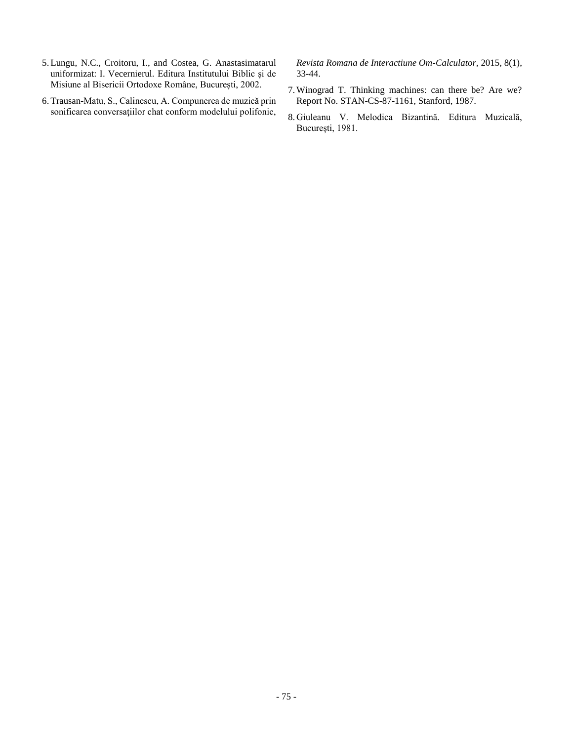5. Lungu, N.C., Croitoru, I., and Costea, G. Anastasimatarul uniformizat: I. Vecernierul. Editura Institutului Biblic și de Misiune al Bisericii Ortodoxe Române, București, 2002.
6. Trausan-Matu, S., Calinescu, A. Compunerea de muzică prin sonificarea conversaţiilor chat conform modelului polifonic, *Revista Romana de Interactiune Om-Calculator*, 2015, 8(1), 33-44.
7. Winograd T. Thinking machines: can there be? Are we? Report No. STAN-CS-87-1161, Stanford, 1987.
8. Giuleanu V. Melodica Bizantină. Editura Muzicală, București, 1981.